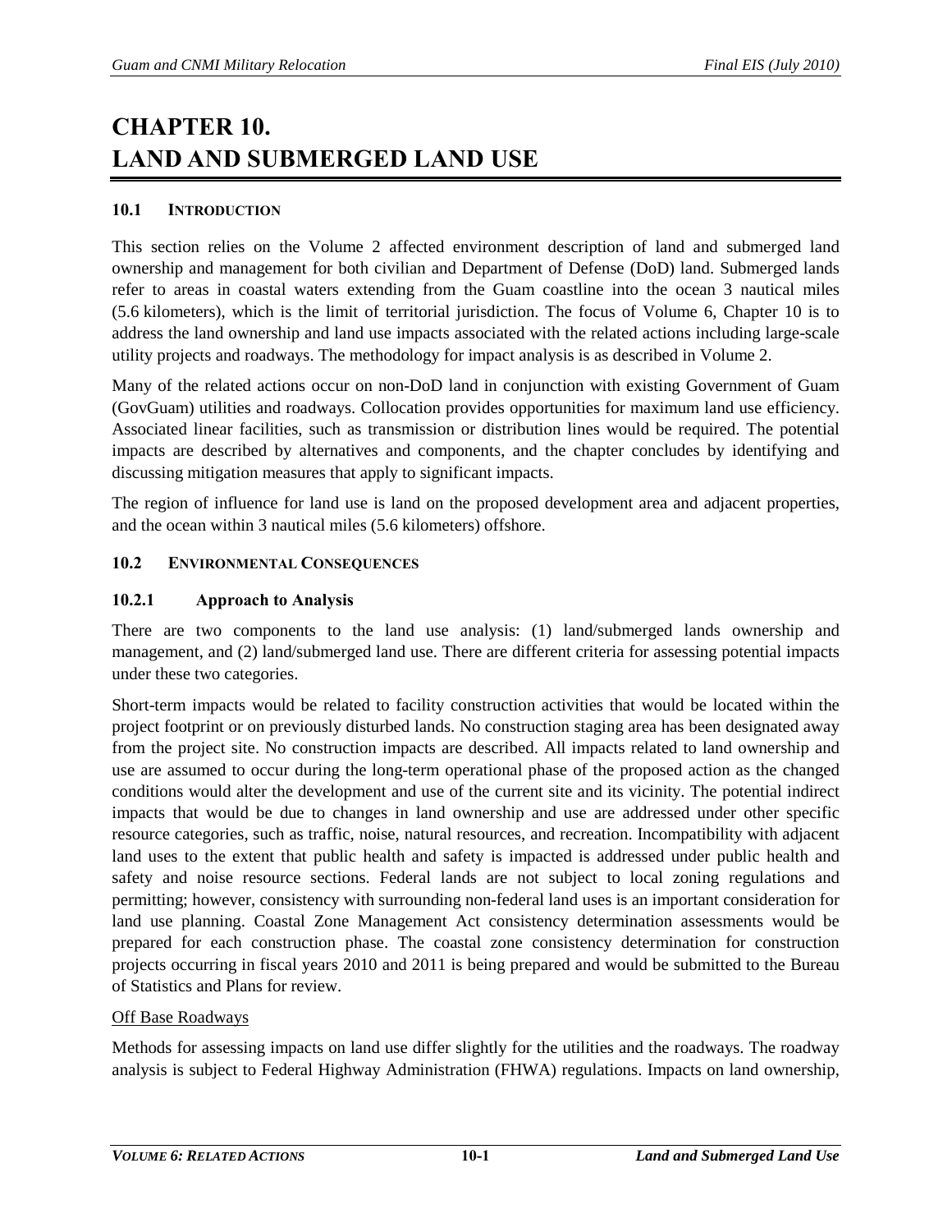# CHAPTER 10.
# LAND AND SUBMERGED LAND USE

## 10.1 INTRODUCTION

This section relies on the Volume 2 affected environment description of land and submerged land ownership and management for both civilian and Department of Defense (DoD) land. Submerged lands refer to areas in coastal waters extending from the Guam coastline into the ocean 3 nautical miles (5.6 kilometers), which is the limit of territorial jurisdiction. The focus of Volume 6, Chapter 10 is to address the land ownership and land use impacts associated with the related actions including large-scale utility projects and roadways. The methodology for impact analysis is as described in Volume 2.

Many of the related actions occur on non-DoD land in conjunction with existing Government of Guam (GovGuam) utilities and roadways. Collocation provides opportunities for maximum land use efficiency. Associated linear facilities, such as transmission or distribution lines would be required. The potential impacts are described by alternatives and components, and the chapter concludes by identifying and discussing mitigation measures that apply to significant impacts.

The region of influence for land use is land on the proposed development area and adjacent properties, and the ocean within 3 nautical miles (5.6 kilometers) offshore.

## 10.2 ENVIRONMENTAL CONSEQUENCES

### 10.2.1 Approach to Analysis

There are two components to the land use analysis: (1) land/submerged lands ownership and management, and (2) land/submerged land use. There are different criteria for assessing potential impacts under these two categories.

Short-term impacts would be related to facility construction activities that would be located within the project footprint or on previously disturbed lands. No construction staging area has been designated away from the project site. No construction impacts are described. All impacts related to land ownership and use are assumed to occur during the long-term operational phase of the proposed action as the changed conditions would alter the development and use of the current site and its vicinity. The potential indirect impacts that would be due to changes in land ownership and use are addressed under other specific resource categories, such as traffic, noise, natural resources, and recreation. Incompatibility with adjacent land uses to the extent that public health and safety is impacted is addressed under public health and safety and noise resource sections. Federal lands are not subject to local zoning regulations and permitting; however, consistency with surrounding non-federal land uses is an important consideration for land use planning. Coastal Zone Management Act consistency determination assessments would be prepared for each construction phase. The coastal zone consistency determination for construction projects occurring in fiscal years 2010 and 2011 is being prepared and would be submitted to the Bureau of Statistics and Plans for review.

Off Base Roadways

Methods for assessing impacts on land use differ slightly for the utilities and the roadways. The roadway analysis is subject to Federal Highway Administration (FHWA) regulations. Impacts on land ownership,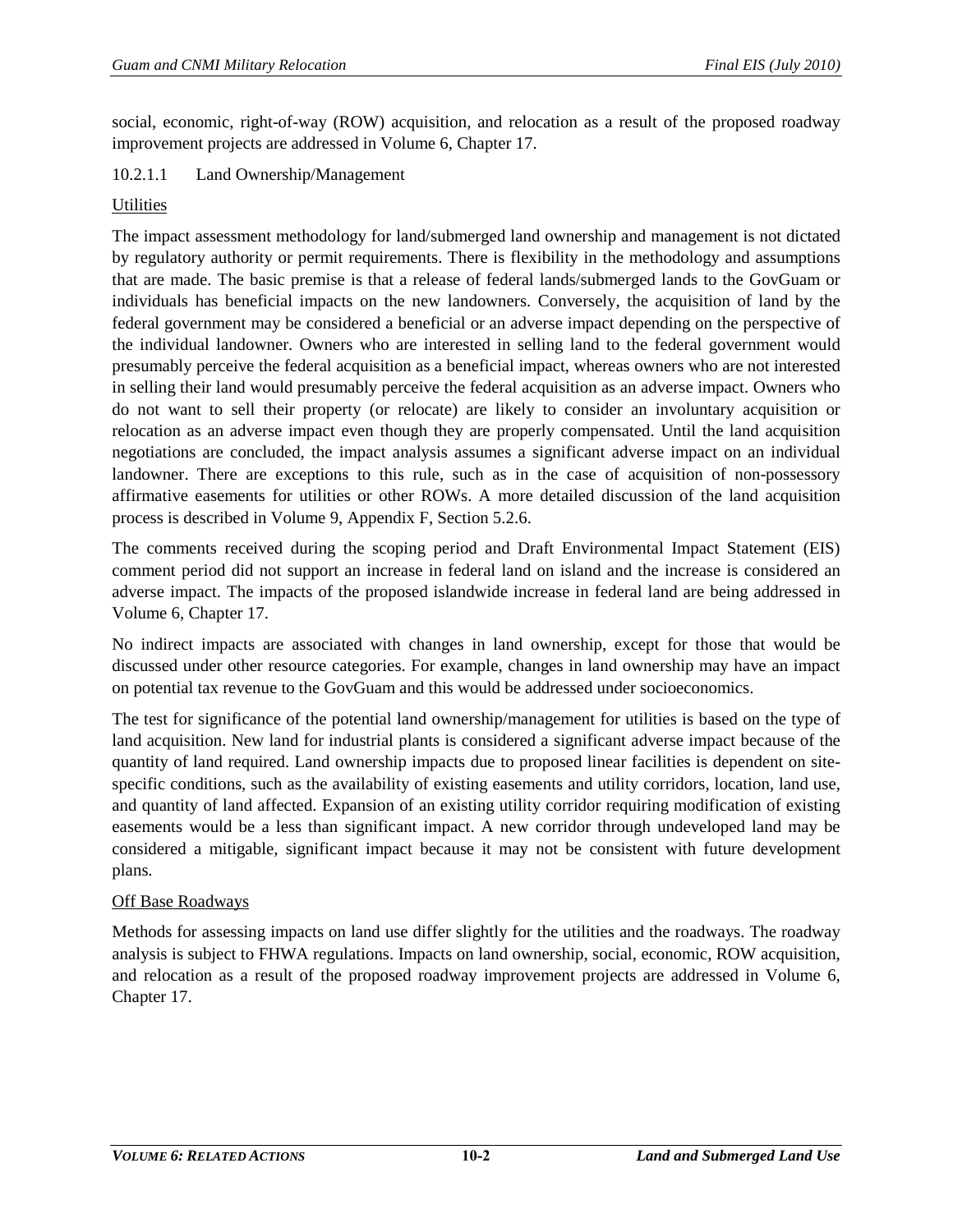social, economic, right-of-way (ROW) acquisition, and relocation as a result of the proposed roadway improvement projects are addressed in Volume 6, Chapter 17.

#### 10.2.1.1 Land Ownership/Management

<u>Utilities</u>

The impact assessment methodology for land/submerged land ownership and management is not dictated by regulatory authority or permit requirements. There is flexibility in the methodology and assumptions that are made. The basic premise is that a release of federal lands/submerged lands to the GovGuam or individuals has beneficial impacts on the new landowners. Conversely, the acquisition of land by the federal government may be considered a beneficial or an adverse impact depending on the perspective of the individual landowner. Owners who are interested in selling land to the federal government would presumably perceive the federal acquisition as a beneficial impact, whereas owners who are not interested in selling their land would presumably perceive the federal acquisition as an adverse impact. Owners who do not want to sell their property (or relocate) are likely to consider an involuntary acquisition or relocation as an adverse impact even though they are properly compensated. Until the land acquisition negotiations are concluded, the impact analysis assumes a significant adverse impact on an individual landowner. There are exceptions to this rule, such as in the case of acquisition of non-possessory affirmative easements for utilities or other ROWs. A more detailed discussion of the land acquisition process is described in Volume 9, Appendix F, Section 5.2.6.

The comments received during the scoping period and Draft Environmental Impact Statement (EIS) comment period did not support an increase in federal land on island and the increase is considered an adverse impact. The impacts of the proposed islandwide increase in federal land are being addressed in Volume 6, Chapter 17.

No indirect impacts are associated with changes in land ownership, except for those that would be discussed under other resource categories. For example, changes in land ownership may have an impact on potential tax revenue to the GovGuam and this would be addressed under socioeconomics.

The test for significance of the potential land ownership/management for utilities is based on the type of land acquisition. New land for industrial plants is considered a significant adverse impact because of the quantity of land required. Land ownership impacts due to proposed linear facilities is dependent on site-specific conditions, such as the availability of existing easements and utility corridors, location, land use, and quantity of land affected. Expansion of an existing utility corridor requiring modification of existing easements would be a less than significant impact. A new corridor through undeveloped land may be considered a mitigable, significant impact because it may not be consistent with future development plans.

<u>Off Base Roadways</u>

Methods for assessing impacts on land use differ slightly for the utilities and the roadways. The roadway analysis is subject to FHWA regulations. Impacts on land ownership, social, economic, ROW acquisition, and relocation as a result of the proposed roadway improvement projects are addressed in Volume 6, Chapter 17.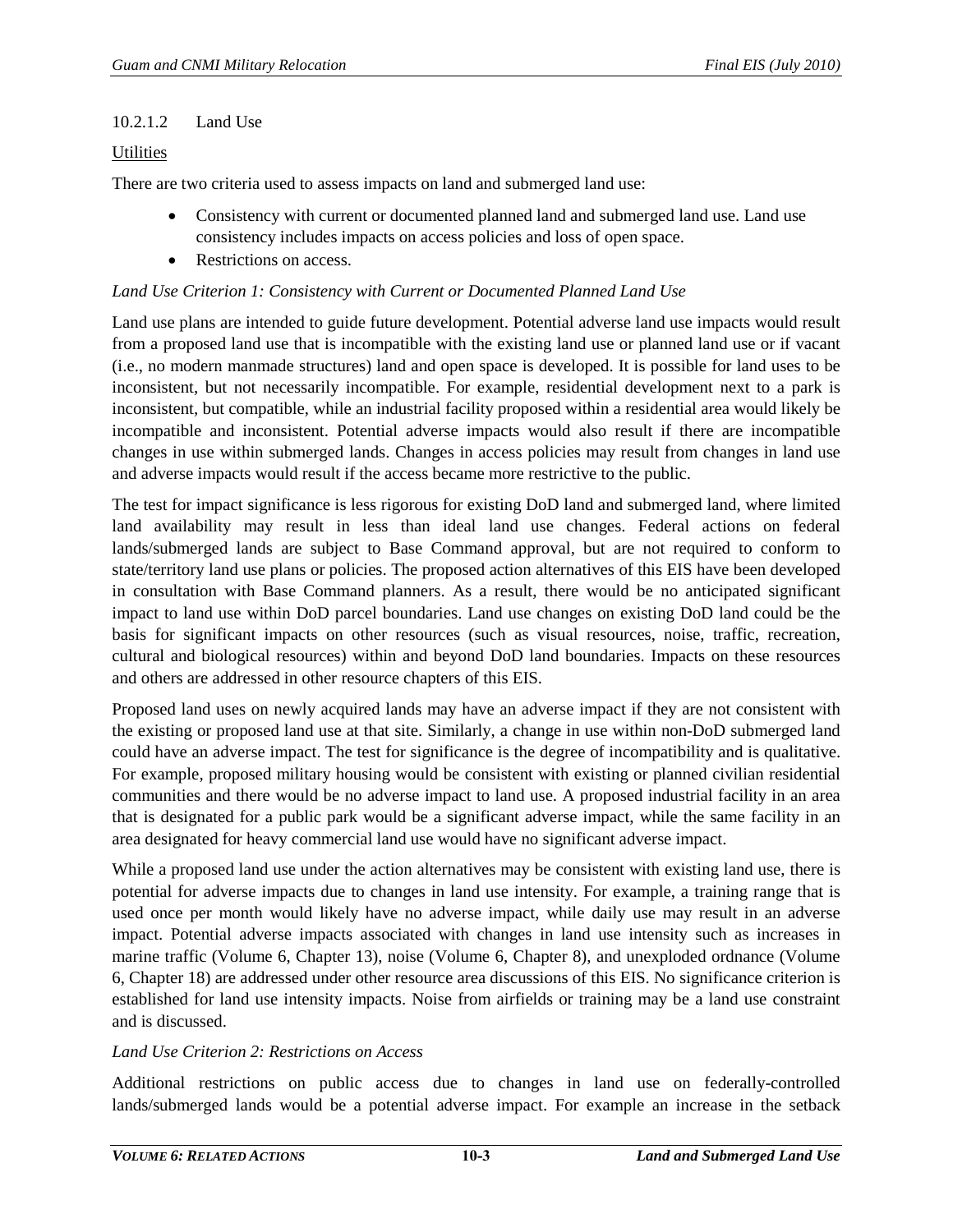#### 10.2.1.2 Land Use

<u>Utilities</u>

There are two criteria used to assess impacts on land and submerged land use:

- Consistency with current or documented planned land and submerged land use. Land use consistency includes impacts on access policies and loss of open space.
- Restrictions on access.

*Land Use Criterion 1: Consistency with Current or Documented Planned Land Use*

Land use plans are intended to guide future development. Potential adverse land use impacts would result from a proposed land use that is incompatible with the existing land use or planned land use or if vacant (i.e., no modern manmade structures) land and open space is developed. It is possible for land uses to be inconsistent, but not necessarily incompatible. For example, residential development next to a park is inconsistent, but compatible, while an industrial facility proposed within a residential area would likely be incompatible and inconsistent. Potential adverse impacts would also result if there are incompatible changes in use within submerged lands. Changes in access policies may result from changes in land use and adverse impacts would result if the access became more restrictive to the public.

The test for impact significance is less rigorous for existing DoD land and submerged land, where limited land availability may result in less than ideal land use changes. Federal actions on federal lands/submerged lands are subject to Base Command approval, but are not required to conform to state/territory land use plans or policies. The proposed action alternatives of this EIS have been developed in consultation with Base Command planners. As a result, there would be no anticipated significant impact to land use within DoD parcel boundaries. Land use changes on existing DoD land could be the basis for significant impacts on other resources (such as visual resources, noise, traffic, recreation, cultural and biological resources) within and beyond DoD land boundaries. Impacts on these resources and others are addressed in other resource chapters of this EIS.

Proposed land uses on newly acquired lands may have an adverse impact if they are not consistent with the existing or proposed land use at that site. Similarly, a change in use within non-DoD submerged land could have an adverse impact. The test for significance is the degree of incompatibility and is qualitative. For example, proposed military housing would be consistent with existing or planned civilian residential communities and there would be no adverse impact to land use. A proposed industrial facility in an area that is designated for a public park would be a significant adverse impact, while the same facility in an area designated for heavy commercial land use would have no significant adverse impact.

While a proposed land use under the action alternatives may be consistent with existing land use, there is potential for adverse impacts due to changes in land use intensity. For example, a training range that is used once per month would likely have no adverse impact, while daily use may result in an adverse impact. Potential adverse impacts associated with changes in land use intensity such as increases in marine traffic (Volume 6, Chapter 13), noise (Volume 6, Chapter 8), and unexploded ordnance (Volume 6, Chapter 18) are addressed under other resource area discussions of this EIS. No significance criterion is established for land use intensity impacts. Noise from airfields or training may be a land use constraint and is discussed.

*Land Use Criterion 2: Restrictions on Access*

Additional restrictions on public access due to changes in land use on federally-controlled lands/submerged lands would be a potential adverse impact. For example an increase in the setback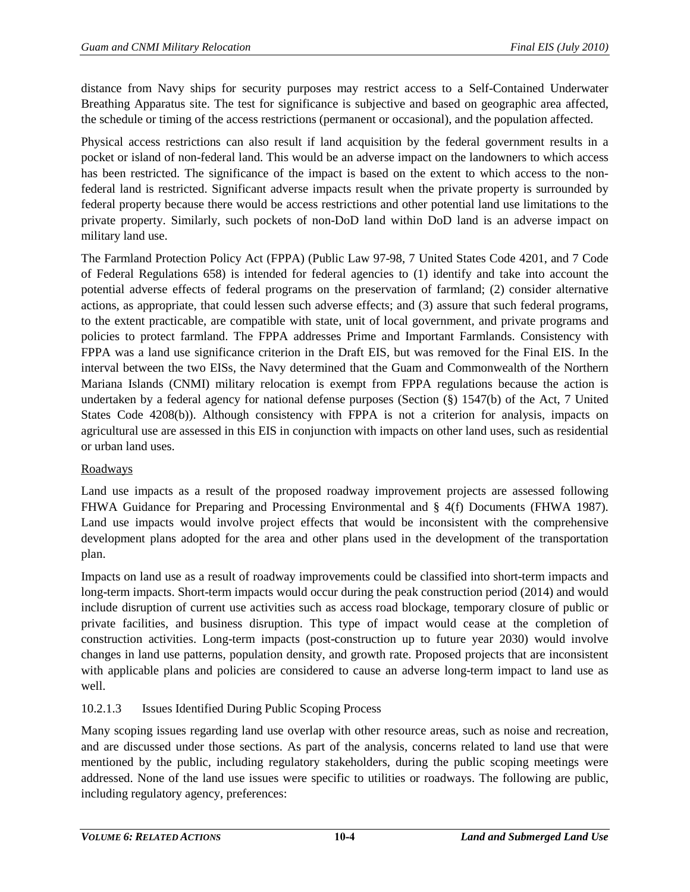distance from Navy ships for security purposes may restrict access to a Self-Contained Underwater Breathing Apparatus site. The test for significance is subjective and based on geographic area affected, the schedule or timing of the access restrictions (permanent or occasional), and the population affected.

Physical access restrictions can also result if land acquisition by the federal government results in a pocket or island of non-federal land. This would be an adverse impact on the landowners to which access has been restricted. The significance of the impact is based on the extent to which access to the non-federal land is restricted. Significant adverse impacts result when the private property is surrounded by federal property because there would be access restrictions and other potential land use limitations to the private property. Similarly, such pockets of non-DoD land within DoD land is an adverse impact on military land use.

The Farmland Protection Policy Act (FPPA) (Public Law 97-98, 7 United States Code 4201, and 7 Code of Federal Regulations 658) is intended for federal agencies to (1) identify and take into account the potential adverse effects of federal programs on the preservation of farmland; (2) consider alternative actions, as appropriate, that could lessen such adverse effects; and (3) assure that such federal programs, to the extent practicable, are compatible with state, unit of local government, and private programs and policies to protect farmland. The FPPA addresses Prime and Important Farmlands. Consistency with FPPA was a land use significance criterion in the Draft EIS, but was removed for the Final EIS. In the interval between the two EISs, the Navy determined that the Guam and Commonwealth of the Northern Mariana Islands (CNMI) military relocation is exempt from FPPA regulations because the action is undertaken by a federal agency for national defense purposes (Section (§) 1547(b) of the Act, 7 United States Code 4208(b)). Although consistency with FPPA is not a criterion for analysis, impacts on agricultural use are assessed in this EIS in conjunction with impacts on other land uses, such as residential or urban land uses.

Roadways

Land use impacts as a result of the proposed roadway improvement projects are assessed following FHWA Guidance for Preparing and Processing Environmental and § 4(f) Documents (FHWA 1987). Land use impacts would involve project effects that would be inconsistent with the comprehensive development plans adopted for the area and other plans used in the development of the transportation plan.

Impacts on land use as a result of roadway improvements could be classified into short-term impacts and long-term impacts. Short-term impacts would occur during the peak construction period (2014) and would include disruption of current use activities such as access road blockage, temporary closure of public or private facilities, and business disruption. This type of impact would cease at the completion of construction activities. Long-term impacts (post-construction up to future year 2030) would involve changes in land use patterns, population density, and growth rate. Proposed projects that are inconsistent with applicable plans and policies are considered to cause an adverse long-term impact to land use as well.

#### 10.2.1.3 Issues Identified During Public Scoping Process

Many scoping issues regarding land use overlap with other resource areas, such as noise and recreation, and are discussed under those sections. As part of the analysis, concerns related to land use that were mentioned by the public, including regulatory stakeholders, during the public scoping meetings were addressed. None of the land use issues were specific to utilities or roadways. The following are public, including regulatory agency, preferences: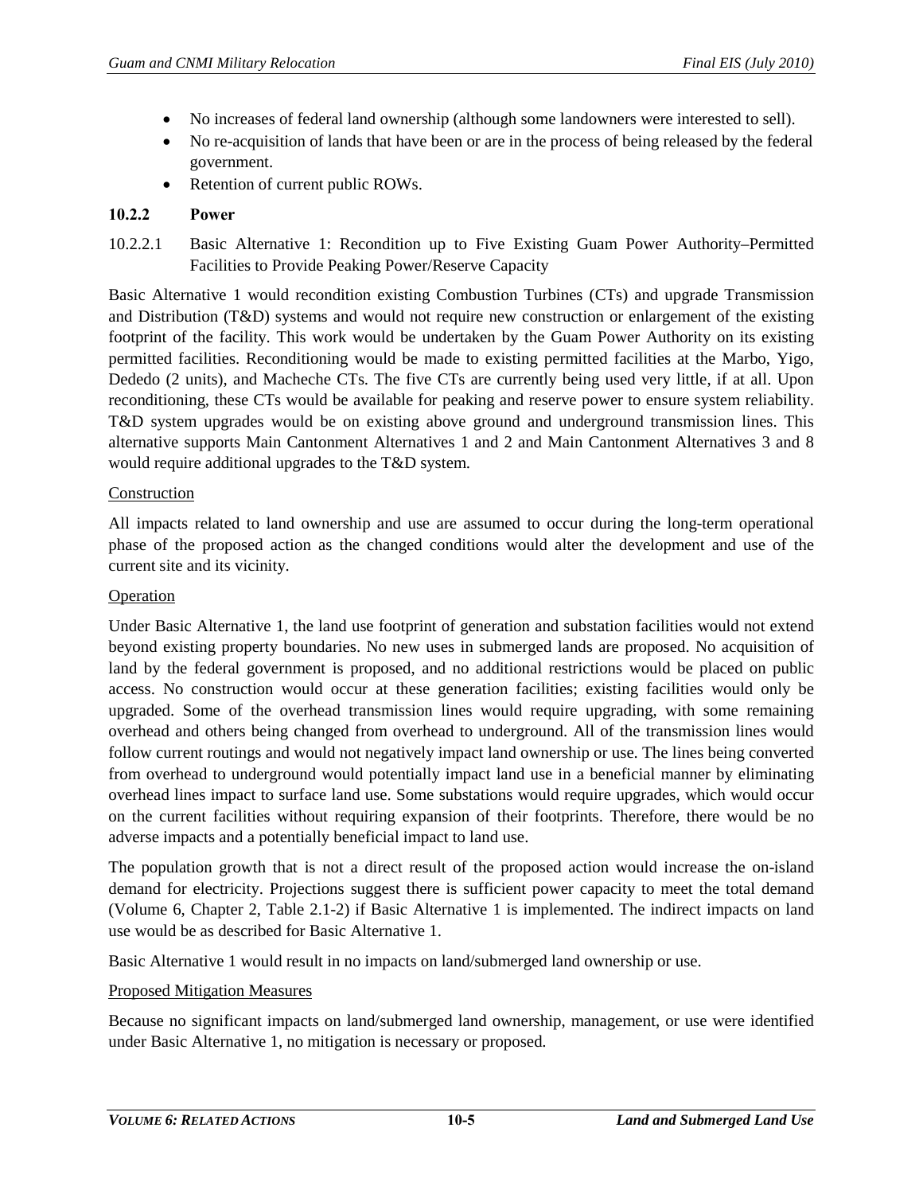- No increases of federal land ownership (although some landowners were interested to sell).
- No re-acquisition of lands that have been or are in the process of being released by the federal government.
- Retention of current public ROWs.

### 10.2.2 Power

#### 10.2.2.1 Basic Alternative 1: Recondition up to Five Existing Guam Power Authority–Permitted Facilities to Provide Peaking Power/Reserve Capacity

Basic Alternative 1 would recondition existing Combustion Turbines (CTs) and upgrade Transmission and Distribution (T&D) systems and would not require new construction or enlargement of the existing footprint of the facility. This work would be undertaken by the Guam Power Authority on its existing permitted facilities. Reconditioning would be made to existing permitted facilities at the Marbo, Yigo, Dededo (2 units), and Macheche CTs. The five CTs are currently being used very little, if at all. Upon reconditioning, these CTs would be available for peaking and reserve power to ensure system reliability. T&D system upgrades would be on existing above ground and underground transmission lines. This alternative supports Main Cantonment Alternatives 1 and 2 and Main Cantonment Alternatives 3 and 8 would require additional upgrades to the T&D system.

<u>Construction</u>

All impacts related to land ownership and use are assumed to occur during the long-term operational phase of the proposed action as the changed conditions would alter the development and use of the current site and its vicinity.

<u>Operation</u>

Under Basic Alternative 1, the land use footprint of generation and substation facilities would not extend beyond existing property boundaries. No new uses in submerged lands are proposed. No acquisition of land by the federal government is proposed, and no additional restrictions would be placed on public access. No construction would occur at these generation facilities; existing facilities would only be upgraded. Some of the overhead transmission lines would require upgrading, with some remaining overhead and others being changed from overhead to underground. All of the transmission lines would follow current routings and would not negatively impact land ownership or use. The lines being converted from overhead to underground would potentially impact land use in a beneficial manner by eliminating overhead lines impact to surface land use. Some substations would require upgrades, which would occur on the current facilities without requiring expansion of their footprints. Therefore, there would be no adverse impacts and a potentially beneficial impact to land use.

The population growth that is not a direct result of the proposed action would increase the on-island demand for electricity. Projections suggest there is sufficient power capacity to meet the total demand (Volume 6, Chapter 2, Table 2.1-2) if Basic Alternative 1 is implemented. The indirect impacts on land use would be as described for Basic Alternative 1.

Basic Alternative 1 would result in no impacts on land/submerged land ownership or use.

<u>Proposed Mitigation Measures</u>

Because no significant impacts on land/submerged land ownership, management, or use were identified under Basic Alternative 1, no mitigation is necessary or proposed.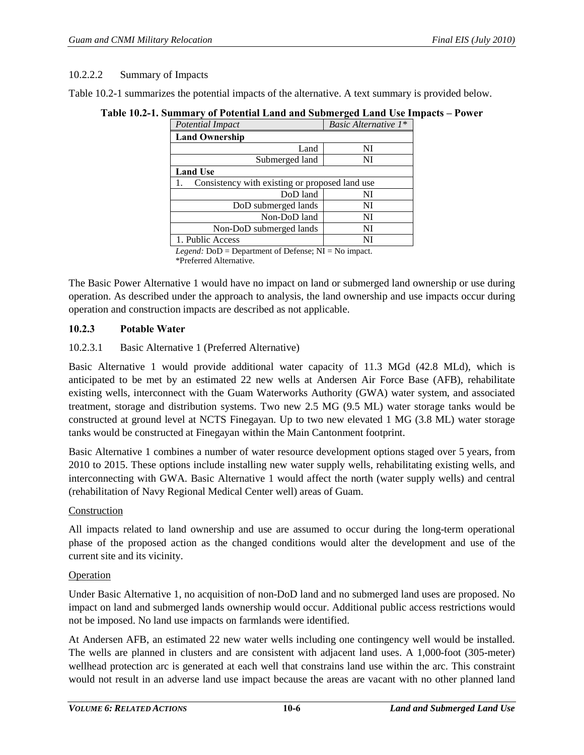#### 10.2.2.2 Summary of Impacts

Table 10.2-1 summarizes the potential impacts of the alternative. A text summary is provided below.

**Table 10.2-1. Summary of Potential Land and Submerged Land Use Impacts – Power**

| *Potential Impact* | *Basic Alternative 1\** |
|---|---|
| **Land Ownership** | |
| Land | NI |
| Submerged land | NI |
| **Land Use** | |
| 1. Consistency with existing or proposed land use | |
| DoD land | NI |
| DoD submerged lands | NI |
| Non-DoD land | NI |
| Non-DoD submerged lands | NI |
| 1. Public Access | NI |

*Legend:* DoD = Department of Defense; NI = No impact.
*Preferred Alternative.

The Basic Power Alternative 1 would have no impact on land or submerged land ownership or use during operation. As described under the approach to analysis, the land ownership and use impacts occur during operation and construction impacts are described as not applicable.

### 10.2.3 Potable Water

#### 10.2.3.1 Basic Alternative 1 (Preferred Alternative)

Basic Alternative 1 would provide additional water capacity of 11.3 MGd (42.8 MLd), which is anticipated to be met by an estimated 22 new wells at Andersen Air Force Base (AFB), rehabilitate existing wells, interconnect with the Guam Waterworks Authority (GWA) water system, and associated treatment, storage and distribution systems. Two new 2.5 MG (9.5 ML) water storage tanks would be constructed at ground level at NCTS Finegayan. Up to two new elevated 1 MG (3.8 ML) water storage tanks would be constructed at Finegayan within the Main Cantonment footprint.

Basic Alternative 1 combines a number of water resource development options staged over 5 years, from 2010 to 2015. These options include installing new water supply wells, rehabilitating existing wells, and interconnecting with GWA. Basic Alternative 1 would affect the north (water supply wells) and central (rehabilitation of Navy Regional Medical Center well) areas of Guam.

<u>Construction</u>

All impacts related to land ownership and use are assumed to occur during the long-term operational phase of the proposed action as the changed conditions would alter the development and use of the current site and its vicinity.

<u>Operation</u>

Under Basic Alternative 1, no acquisition of non-DoD land and no submerged land uses are proposed. No impact on land and submerged lands ownership would occur. Additional public access restrictions would not be imposed. No land use impacts on farmlands were identified.

At Andersen AFB, an estimated 22 new water wells including one contingency well would be installed. The wells are planned in clusters and are consistent with adjacent land uses. A 1,000-foot (305-meter) wellhead protection arc is generated at each well that constrains land use within the arc. This constraint would not result in an adverse land use impact because the areas are vacant with no other planned land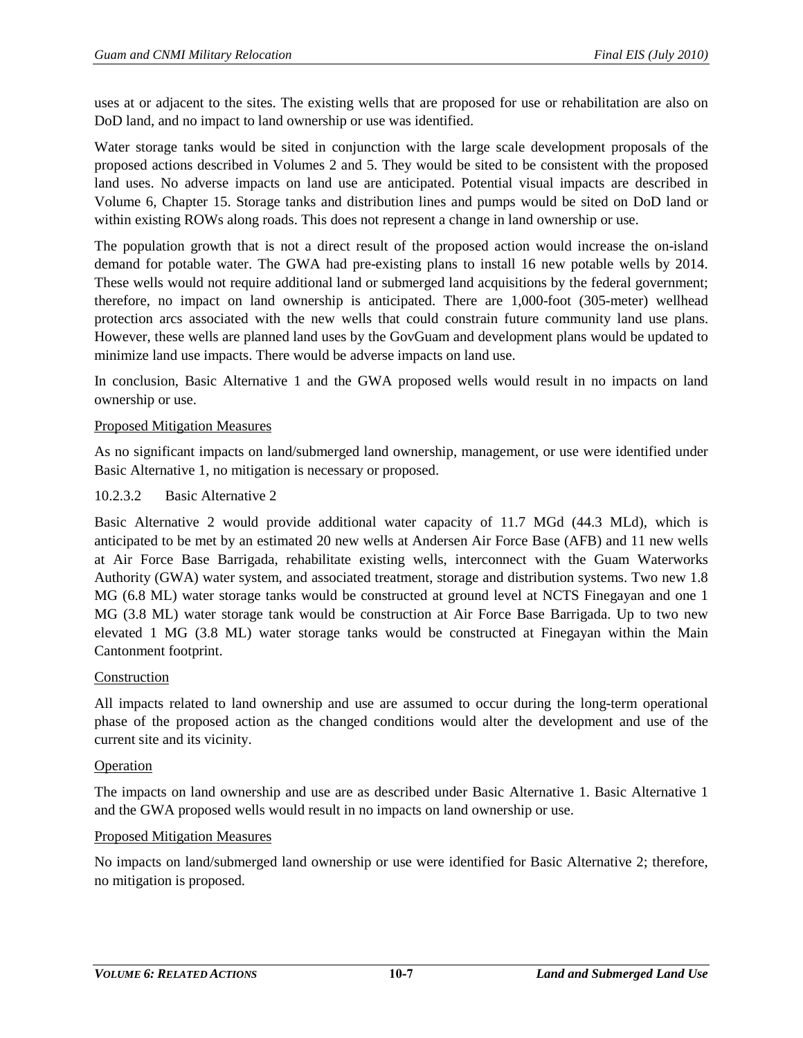uses at or adjacent to the sites. The existing wells that are proposed for use or rehabilitation are also on DoD land, and no impact to land ownership or use was identified.

Water storage tanks would be sited in conjunction with the large scale development proposals of the proposed actions described in Volumes 2 and 5. They would be sited to be consistent with the proposed land uses. No adverse impacts on land use are anticipated. Potential visual impacts are described in Volume 6, Chapter 15. Storage tanks and distribution lines and pumps would be sited on DoD land or within existing ROWs along roads. This does not represent a change in land ownership or use.

The population growth that is not a direct result of the proposed action would increase the on-island demand for potable water. The GWA had pre-existing plans to install 16 new potable wells by 2014. These wells would not require additional land or submerged land acquisitions by the federal government; therefore, no impact on land ownership is anticipated. There are 1,000-foot (305-meter) wellhead protection arcs associated with the new wells that could constrain future community land use plans. However, these wells are planned land uses by the GovGuam and development plans would be updated to minimize land use impacts. There would be adverse impacts on land use.

In conclusion, Basic Alternative 1 and the GWA proposed wells would result in no impacts on land ownership or use.

Proposed Mitigation Measures

As no significant impacts on land/submerged land ownership, management, or use were identified under Basic Alternative 1, no mitigation is necessary or proposed.

#### 10.2.3.2 Basic Alternative 2

Basic Alternative 2 would provide additional water capacity of 11.7 MGd (44.3 MLd), which is anticipated to be met by an estimated 20 new wells at Andersen Air Force Base (AFB) and 11 new wells at Air Force Base Barrigada, rehabilitate existing wells, interconnect with the Guam Waterworks Authority (GWA) water system, and associated treatment, storage and distribution systems. Two new 1.8 MG (6.8 ML) water storage tanks would be constructed at ground level at NCTS Finegayan and one 1 MG (3.8 ML) water storage tank would be construction at Air Force Base Barrigada. Up to two new elevated 1 MG (3.8 ML) water storage tanks would be constructed at Finegayan within the Main Cantonment footprint.

Construction

All impacts related to land ownership and use are assumed to occur during the long-term operational phase of the proposed action as the changed conditions would alter the development and use of the current site and its vicinity.

Operation

The impacts on land ownership and use are as described under Basic Alternative 1. Basic Alternative 1 and the GWA proposed wells would result in no impacts on land ownership or use.

Proposed Mitigation Measures

No impacts on land/submerged land ownership or use were identified for Basic Alternative 2; therefore, no mitigation is proposed.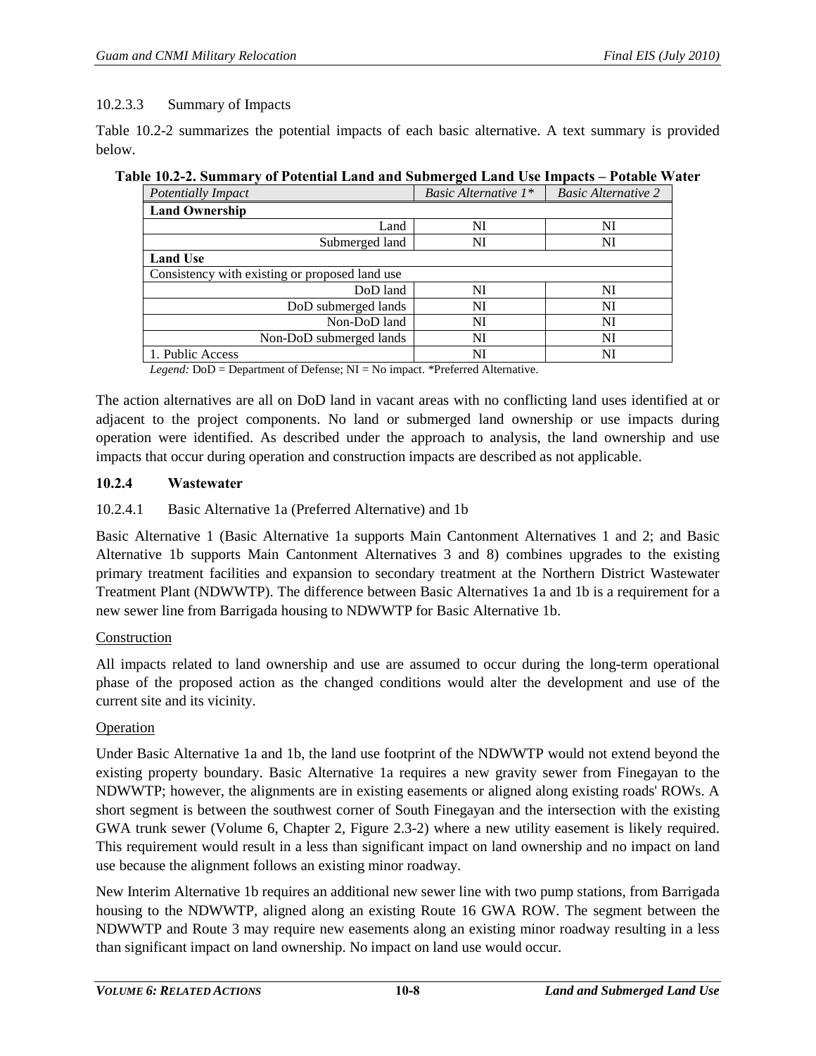10.2.3.3 Summary of Impacts

Table 10.2-2 summarizes the potential impacts of each basic alternative. A text summary is provided below.

**Table 10.2-2. Summary of Potential Land and Submerged Land Use Impacts – Potable Water**

| *Potentially Impact* | *Basic Alternative 1** | *Basic Alternative 2* |
|---|---|---|
| **Land Ownership** | | |
| Land | NI | NI |
| Submerged land | NI | NI |
| **Land Use** | | |
| Consistency with existing or proposed land use | | |
| DoD land | NI | NI |
| DoD submerged lands | NI | NI |
| Non-DoD land | NI | NI |
| Non-DoD submerged lands | NI | NI |
| 1. Public Access | NI | NI |

*Legend:* DoD = Department of Defense; NI = No impact. *Preferred Alternative.

The action alternatives are all on DoD land in vacant areas with no conflicting land uses identified at or adjacent to the project components. No land or submerged land ownership or use impacts during operation were identified. As described under the approach to analysis, the land ownership and use impacts that occur during operation and construction impacts are described as not applicable.

### 10.2.4 Wastewater

10.2.4.1 Basic Alternative 1a (Preferred Alternative) and 1b

Basic Alternative 1 (Basic Alternative 1a supports Main Cantonment Alternatives 1 and 2; and Basic Alternative 1b supports Main Cantonment Alternatives 3 and 8) combines upgrades to the existing primary treatment facilities and expansion to secondary treatment at the Northern District Wastewater Treatment Plant (NDWWTP). The difference between Basic Alternatives 1a and 1b is a requirement for a new sewer line from Barrigada housing to NDWWTP for Basic Alternative 1b.

Construction

All impacts related to land ownership and use are assumed to occur during the long-term operational phase of the proposed action as the changed conditions would alter the development and use of the current site and its vicinity.

Operation

Under Basic Alternative 1a and 1b, the land use footprint of the NDWWTP would not extend beyond the existing property boundary. Basic Alternative 1a requires a new gravity sewer from Finegayan to the NDWWTP; however, the alignments are in existing easements or aligned along existing roads' ROWs. A short segment is between the southwest corner of South Finegayan and the intersection with the existing GWA trunk sewer (Volume 6, Chapter 2, Figure 2.3-2) where a new utility easement is likely required. This requirement would result in a less than significant impact on land ownership and no impact on land use because the alignment follows an existing minor roadway.

New Interim Alternative 1b requires an additional new sewer line with two pump stations, from Barrigada housing to the NDWWTP, aligned along an existing Route 16 GWA ROW. The segment between the NDWWTP and Route 3 may require new easements along an existing minor roadway resulting in a less than significant impact on land ownership. No impact on land use would occur.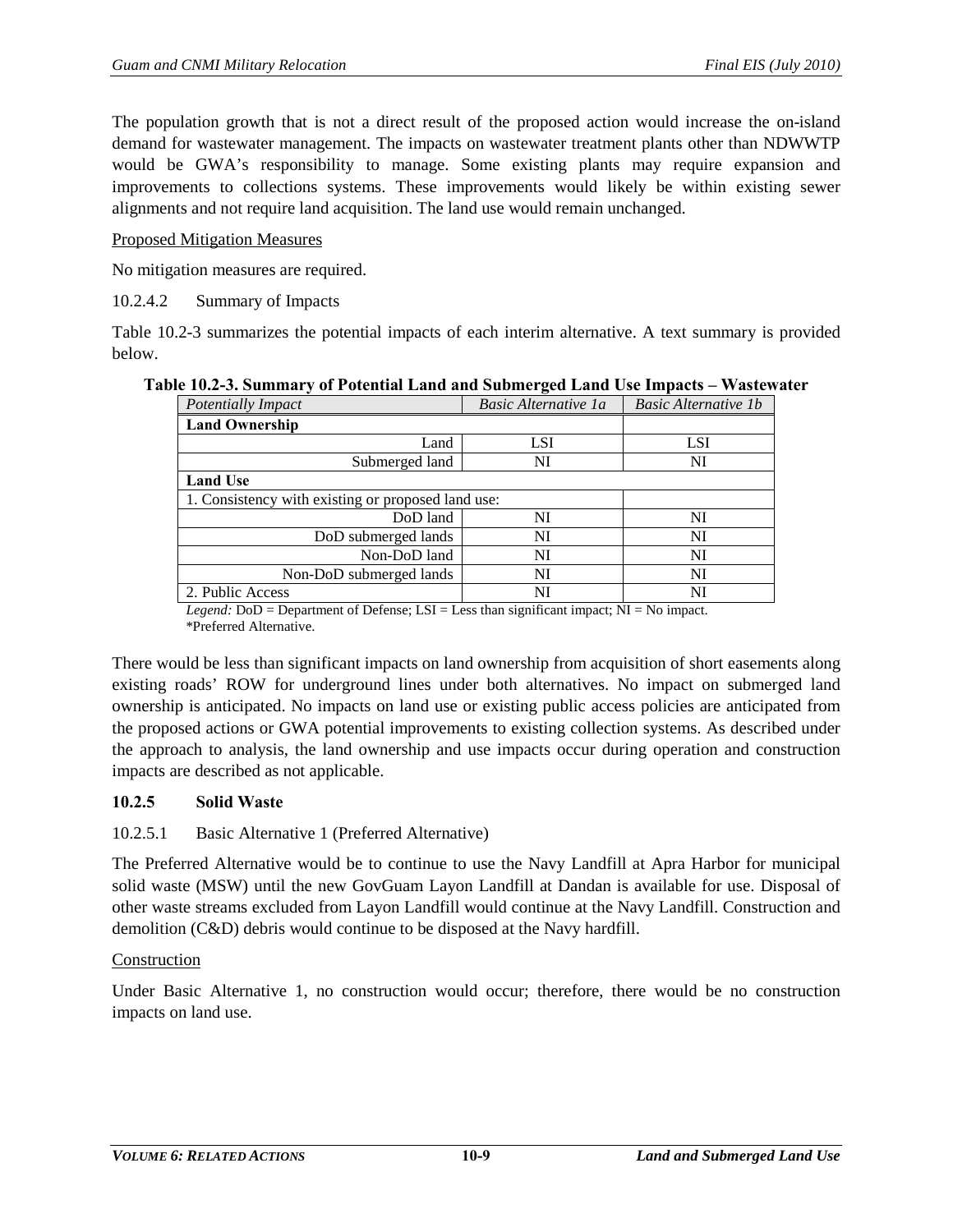The population growth that is not a direct result of the proposed action would increase the on-island demand for wastewater management. The impacts on wastewater treatment plants other than NDWWTP would be GWA's responsibility to manage. Some existing plants may require expansion and improvements to collections systems. These improvements would likely be within existing sewer alignments and not require land acquisition. The land use would remain unchanged.

Proposed Mitigation Measures

No mitigation measures are required.

10.2.4.2 Summary of Impacts

Table 10.2-3 summarizes the potential impacts of each interim alternative. A text summary is provided below.

**Table 10.2-3. Summary of Potential Land and Submerged Land Use Impacts – Wastewater**

| *Potentially Impact* | *Basic Alternative 1a* | *Basic Alternative 1b* |
|---|---|---|
| **Land Ownership** | | |
| Land | LSI | LSI |
| Submerged land | NI | NI |
| **Land Use** | | |
| 1. Consistency with existing or proposed land use: | | |
| DoD land | NI | NI |
| DoD submerged lands | NI | NI |
| Non-DoD land | NI | NI |
| Non-DoD submerged lands | NI | NI |
| 2. Public Access | NI | NI |

*Legend:* DoD = Department of Defense; LSI = Less than significant impact; NI = No impact.
*Preferred Alternative.

There would be less than significant impacts on land ownership from acquisition of short easements along existing roads' ROW for underground lines under both alternatives. No impact on submerged land ownership is anticipated. No impacts on land use or existing public access policies are anticipated from the proposed actions or GWA potential improvements to existing collection systems. As described under the approach to analysis, the land ownership and use impacts occur during operation and construction impacts are described as not applicable.

### 10.2.5 Solid Waste

10.2.5.1 Basic Alternative 1 (Preferred Alternative)

The Preferred Alternative would be to continue to use the Navy Landfill at Apra Harbor for municipal solid waste (MSW) until the new GovGuam Layon Landfill at Dandan is available for use. Disposal of other waste streams excluded from Layon Landfill would continue at the Navy Landfill. Construction and demolition (C&D) debris would continue to be disposed at the Navy hardfill.

Construction

Under Basic Alternative 1, no construction would occur; therefore, there would be no construction impacts on land use.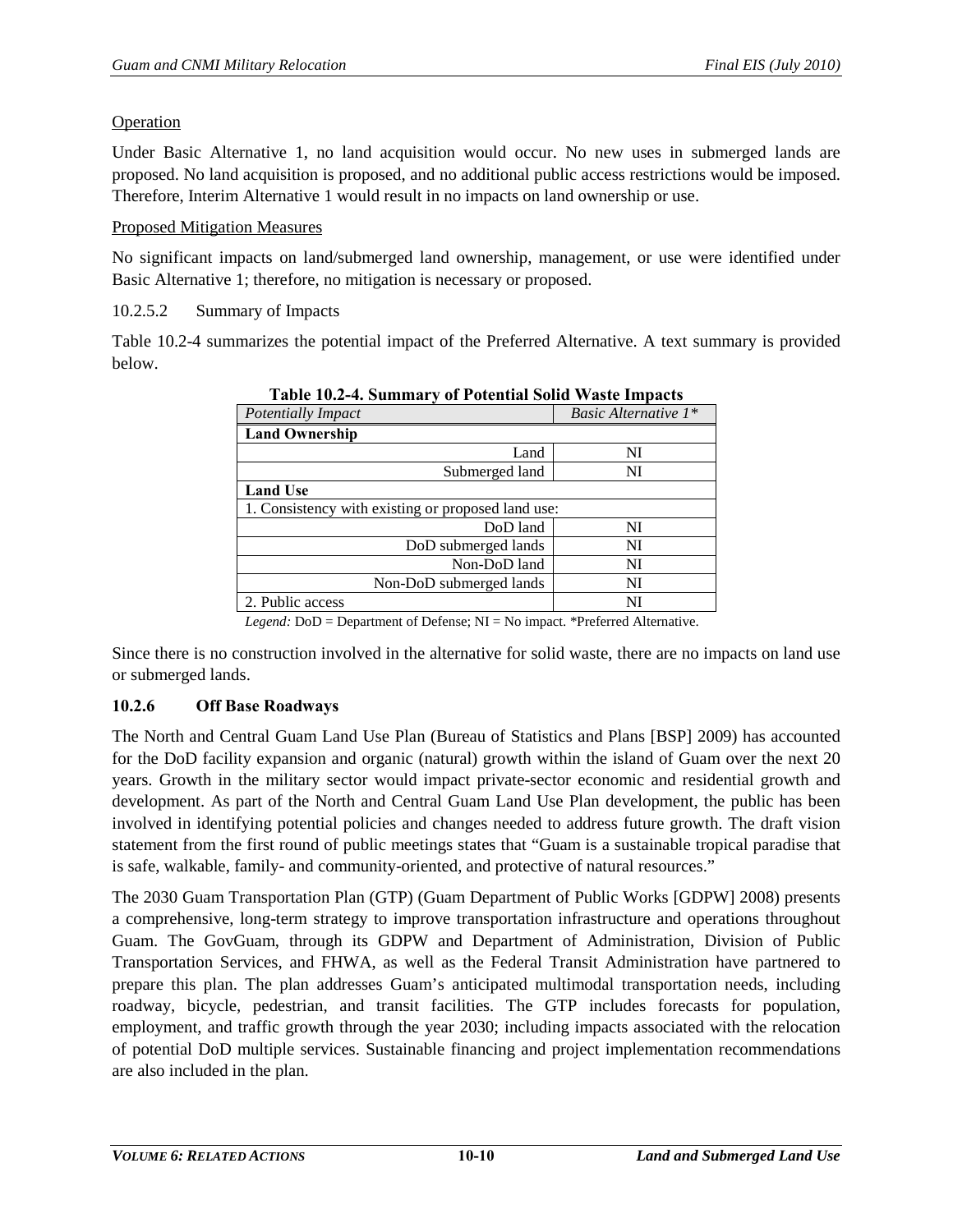Operation

Under Basic Alternative 1, no land acquisition would occur. No new uses in submerged lands are proposed. No land acquisition is proposed, and no additional public access restrictions would be imposed. Therefore, Interim Alternative 1 would result in no impacts on land ownership or use.

Proposed Mitigation Measures

No significant impacts on land/submerged land ownership, management, or use were identified under Basic Alternative 1; therefore, no mitigation is necessary or proposed.

10.2.5.2 Summary of Impacts

Table 10.2-4 summarizes the potential impact of the Preferred Alternative. A text summary is provided below.

**Table 10.2-4. Summary of Potential Solid Waste Impacts**

| *Potentially Impact* | *Basic Alternative 1\** |
|---|---|
| **Land Ownership** | |
| Land | NI |
| Submerged land | NI |
| **Land Use** | |
| 1. Consistency with existing or proposed land use: | |
| DoD land | NI |
| DoD submerged lands | NI |
| Non-DoD land | NI |
| Non-DoD submerged lands | NI |
| 2. Public access | NI |

*Legend:* DoD = Department of Defense; NI = No impact. *Preferred Alternative.

Since there is no construction involved in the alternative for solid waste, there are no impacts on land use or submerged lands.

### 10.2.6 Off Base Roadways

The North and Central Guam Land Use Plan (Bureau of Statistics and Plans [BSP] 2009) has accounted for the DoD facility expansion and organic (natural) growth within the island of Guam over the next 20 years. Growth in the military sector would impact private-sector economic and residential growth and development. As part of the North and Central Guam Land Use Plan development, the public has been involved in identifying potential policies and changes needed to address future growth. The draft vision statement from the first round of public meetings states that "Guam is a sustainable tropical paradise that is safe, walkable, family- and community-oriented, and protective of natural resources."

The 2030 Guam Transportation Plan (GTP) (Guam Department of Public Works [GDPW] 2008) presents a comprehensive, long-term strategy to improve transportation infrastructure and operations throughout Guam. The GovGuam, through its GDPW and Department of Administration, Division of Public Transportation Services, and FHWA, as well as the Federal Transit Administration have partnered to prepare this plan. The plan addresses Guam's anticipated multimodal transportation needs, including roadway, bicycle, pedestrian, and transit facilities. The GTP includes forecasts for population, employment, and traffic growth through the year 2030; including impacts associated with the relocation of potential DoD multiple services. Sustainable financing and project implementation recommendations are also included in the plan.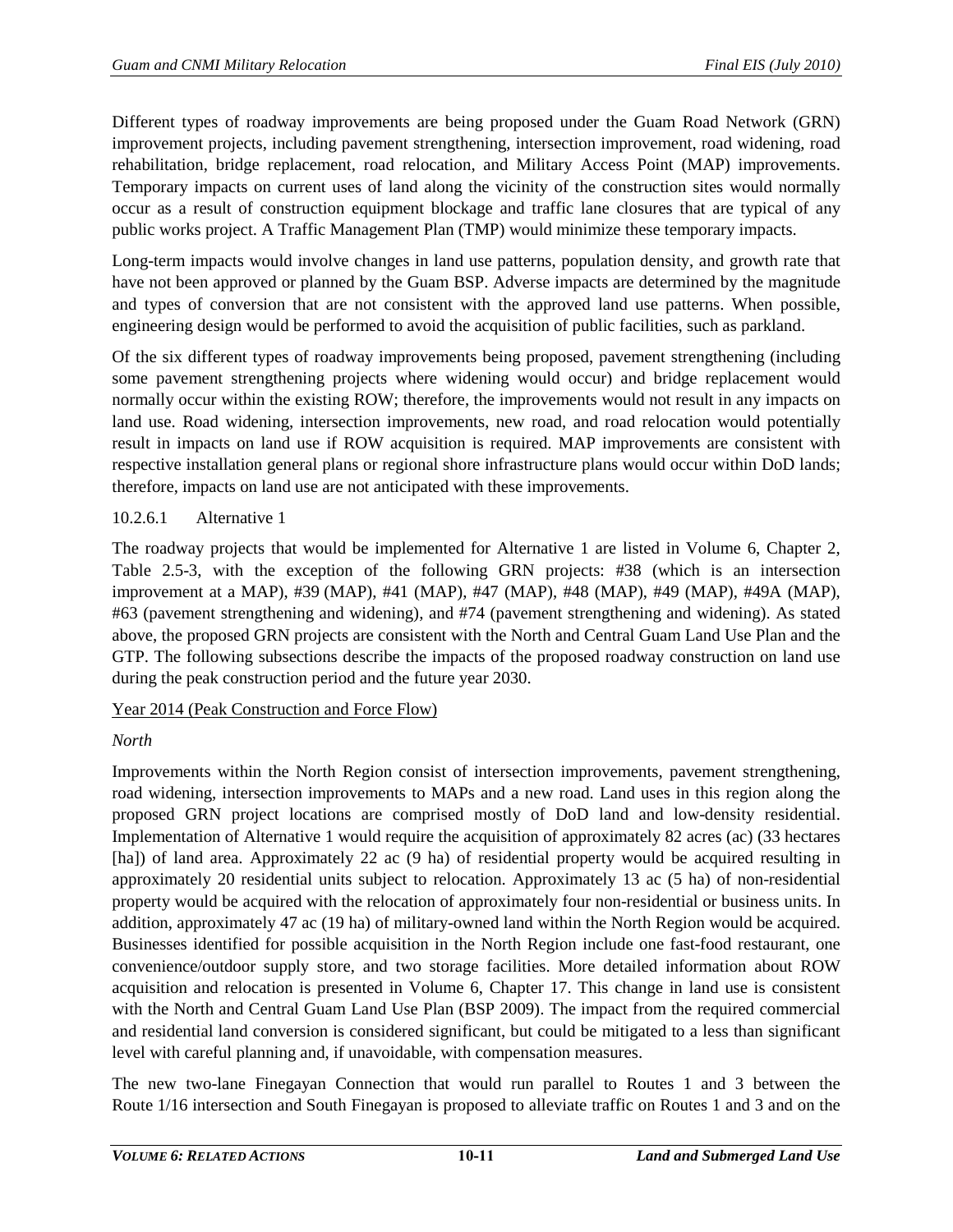Different types of roadway improvements are being proposed under the Guam Road Network (GRN) improvement projects, including pavement strengthening, intersection improvement, road widening, road rehabilitation, bridge replacement, road relocation, and Military Access Point (MAP) improvements. Temporary impacts on current uses of land along the vicinity of the construction sites would normally occur as a result of construction equipment blockage and traffic lane closures that are typical of any public works project. A Traffic Management Plan (TMP) would minimize these temporary impacts.

Long-term impacts would involve changes in land use patterns, population density, and growth rate that have not been approved or planned by the Guam BSP. Adverse impacts are determined by the magnitude and types of conversion that are not consistent with the approved land use patterns. When possible, engineering design would be performed to avoid the acquisition of public facilities, such as parkland.

Of the six different types of roadway improvements being proposed, pavement strengthening (including some pavement strengthening projects where widening would occur) and bridge replacement would normally occur within the existing ROW; therefore, the improvements would not result in any impacts on land use. Road widening, intersection improvements, new road, and road relocation would potentially result in impacts on land use if ROW acquisition is required. MAP improvements are consistent with respective installation general plans or regional shore infrastructure plans would occur within DoD lands; therefore, impacts on land use are not anticipated with these improvements.

### 10.2.6.1 Alternative 1

The roadway projects that would be implemented for Alternative 1 are listed in Volume 6, Chapter 2, Table 2.5-3, with the exception of the following GRN projects: #38 (which is an intersection improvement at a MAP), #39 (MAP), #41 (MAP), #47 (MAP), #48 (MAP), #49 (MAP), #49A (MAP), #63 (pavement strengthening and widening), and #74 (pavement strengthening and widening). As stated above, the proposed GRN projects are consistent with the North and Central Guam Land Use Plan and the GTP. The following subsections describe the impacts of the proposed roadway construction on land use during the peak construction period and the future year 2030.

<u>Year 2014 (Peak Construction and Force Flow)</u>

*North*

Improvements within the North Region consist of intersection improvements, pavement strengthening, road widening, intersection improvements to MAPs and a new road. Land uses in this region along the proposed GRN project locations are comprised mostly of DoD land and low-density residential. Implementation of Alternative 1 would require the acquisition of approximately 82 acres (ac) (33 hectares [ha]) of land area. Approximately 22 ac (9 ha) of residential property would be acquired resulting in approximately 20 residential units subject to relocation. Approximately 13 ac (5 ha) of non-residential property would be acquired with the relocation of approximately four non-residential or business units. In addition, approximately 47 ac (19 ha) of military-owned land within the North Region would be acquired. Businesses identified for possible acquisition in the North Region include one fast-food restaurant, one convenience/outdoor supply store, and two storage facilities. More detailed information about ROW acquisition and relocation is presented in Volume 6, Chapter 17. This change in land use is consistent with the North and Central Guam Land Use Plan (BSP 2009). The impact from the required commercial and residential land conversion is considered significant, but could be mitigated to a less than significant level with careful planning and, if unavoidable, with compensation measures.

The new two-lane Finegayan Connection that would run parallel to Routes 1 and 3 between the Route 1/16 intersection and South Finegayan is proposed to alleviate traffic on Routes 1 and 3 and on the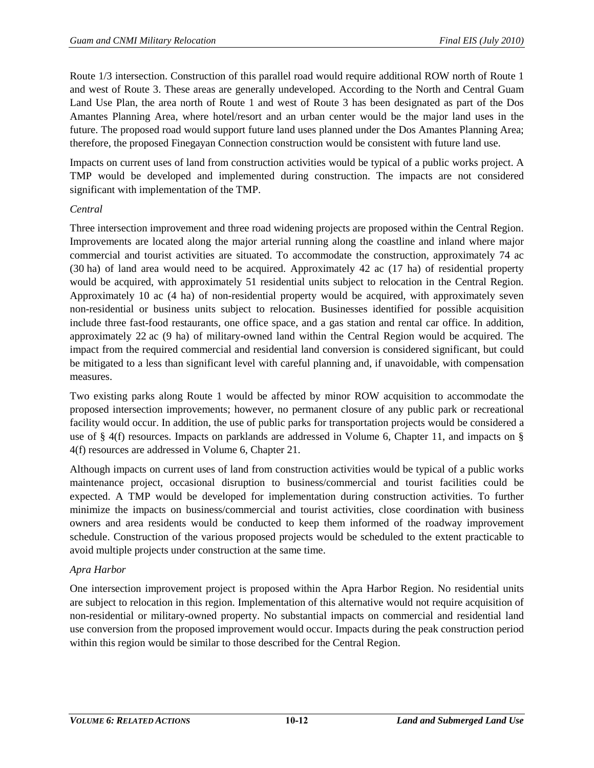Route 1/3 intersection. Construction of this parallel road would require additional ROW north of Route 1 and west of Route 3. These areas are generally undeveloped. According to the North and Central Guam Land Use Plan, the area north of Route 1 and west of Route 3 has been designated as part of the Dos Amantes Planning Area, where hotel/resort and an urban center would be the major land uses in the future. The proposed road would support future land uses planned under the Dos Amantes Planning Area; therefore, the proposed Finegayan Connection construction would be consistent with future land use.

Impacts on current uses of land from construction activities would be typical of a public works project. A TMP would be developed and implemented during construction. The impacts are not considered significant with implementation of the TMP.

*Central*

Three intersection improvement and three road widening projects are proposed within the Central Region. Improvements are located along the major arterial running along the coastline and inland where major commercial and tourist activities are situated. To accommodate the construction, approximately 74 ac (30 ha) of land area would need to be acquired. Approximately 42 ac (17 ha) of residential property would be acquired, with approximately 51 residential units subject to relocation in the Central Region. Approximately 10 ac (4 ha) of non-residential property would be acquired, with approximately seven non-residential or business units subject to relocation. Businesses identified for possible acquisition include three fast-food restaurants, one office space, and a gas station and rental car office. In addition, approximately 22 ac (9 ha) of military-owned land within the Central Region would be acquired. The impact from the required commercial and residential land conversion is considered significant, but could be mitigated to a less than significant level with careful planning and, if unavoidable, with compensation measures.

Two existing parks along Route 1 would be affected by minor ROW acquisition to accommodate the proposed intersection improvements; however, no permanent closure of any public park or recreational facility would occur. In addition, the use of public parks for transportation projects would be considered a use of § 4(f) resources. Impacts on parklands are addressed in Volume 6, Chapter 11, and impacts on § 4(f) resources are addressed in Volume 6, Chapter 21.

Although impacts on current uses of land from construction activities would be typical of a public works maintenance project, occasional disruption to business/commercial and tourist facilities could be expected. A TMP would be developed for implementation during construction activities. To further minimize the impacts on business/commercial and tourist activities, close coordination with business owners and area residents would be conducted to keep them informed of the roadway improvement schedule. Construction of the various proposed projects would be scheduled to the extent practicable to avoid multiple projects under construction at the same time.

*Apra Harbor*

One intersection improvement project is proposed within the Apra Harbor Region. No residential units are subject to relocation in this region. Implementation of this alternative would not require acquisition of non-residential or military-owned property. No substantial impacts on commercial and residential land use conversion from the proposed improvement would occur. Impacts during the peak construction period within this region would be similar to those described for the Central Region.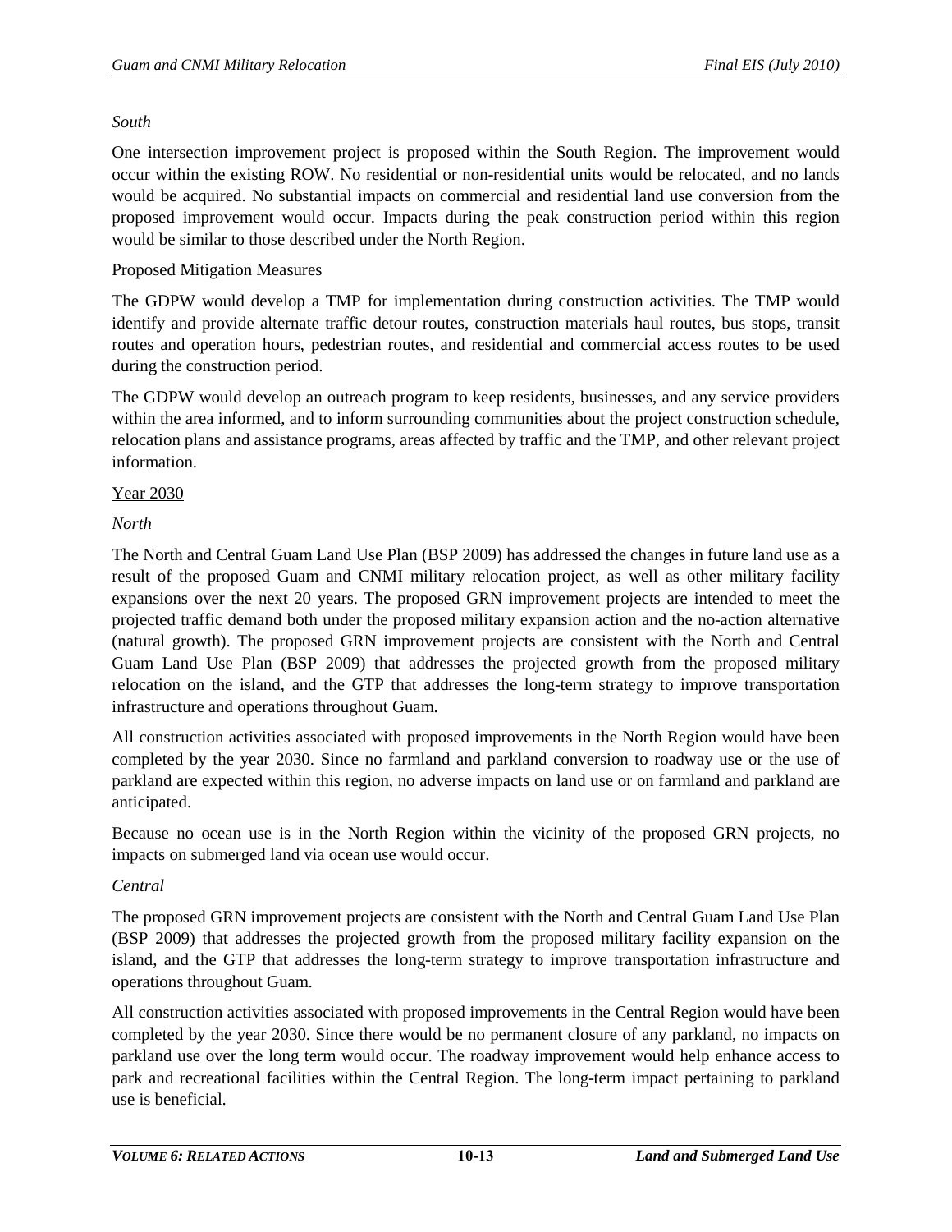*South*

One intersection improvement project is proposed within the South Region. The improvement would occur within the existing ROW. No residential or non-residential units would be relocated, and no lands would be acquired. No substantial impacts on commercial and residential land use conversion from the proposed improvement would occur. Impacts during the peak construction period within this region would be similar to those described under the North Region.

<u>Proposed Mitigation Measures</u>

The GDPW would develop a TMP for implementation during construction activities. The TMP would identify and provide alternate traffic detour routes, construction materials haul routes, bus stops, transit routes and operation hours, pedestrian routes, and residential and commercial access routes to be used during the construction period.

The GDPW would develop an outreach program to keep residents, businesses, and any service providers within the area informed, and to inform surrounding communities about the project construction schedule, relocation plans and assistance programs, areas affected by traffic and the TMP, and other relevant project information.

<u>Year 2030</u>

*North*

The North and Central Guam Land Use Plan (BSP 2009) has addressed the changes in future land use as a result of the proposed Guam and CNMI military relocation project, as well as other military facility expansions over the next 20 years. The proposed GRN improvement projects are intended to meet the projected traffic demand both under the proposed military expansion action and the no-action alternative (natural growth). The proposed GRN improvement projects are consistent with the North and Central Guam Land Use Plan (BSP 2009) that addresses the projected growth from the proposed military relocation on the island, and the GTP that addresses the long-term strategy to improve transportation infrastructure and operations throughout Guam.

All construction activities associated with proposed improvements in the North Region would have been completed by the year 2030. Since no farmland and parkland conversion to roadway use or the use of parkland are expected within this region, no adverse impacts on land use or on farmland and parkland are anticipated.

Because no ocean use is in the North Region within the vicinity of the proposed GRN projects, no impacts on submerged land via ocean use would occur.

*Central*

The proposed GRN improvement projects are consistent with the North and Central Guam Land Use Plan (BSP 2009) that addresses the projected growth from the proposed military facility expansion on the island, and the GTP that addresses the long-term strategy to improve transportation infrastructure and operations throughout Guam.

All construction activities associated with proposed improvements in the Central Region would have been completed by the year 2030. Since there would be no permanent closure of any parkland, no impacts on parkland use over the long term would occur. The roadway improvement would help enhance access to park and recreational facilities within the Central Region. The long-term impact pertaining to parkland use is beneficial.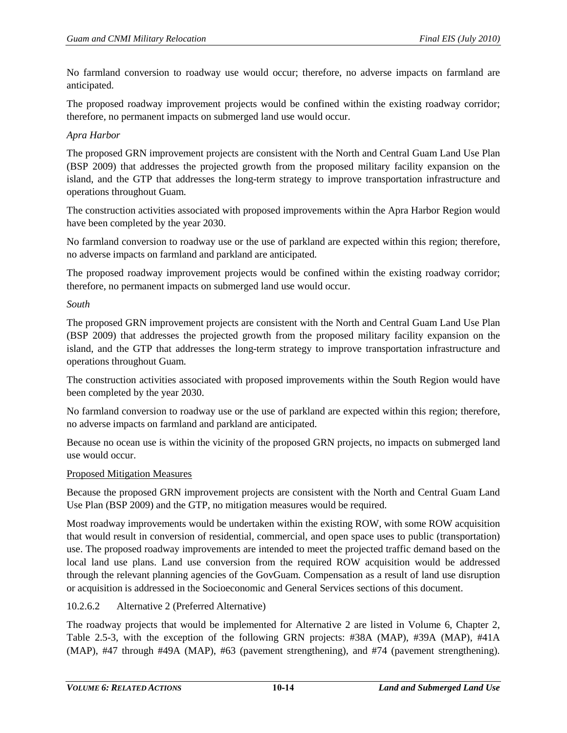No farmland conversion to roadway use would occur; therefore, no adverse impacts on farmland are anticipated.

The proposed roadway improvement projects would be confined within the existing roadway corridor; therefore, no permanent impacts on submerged land use would occur.

*Apra Harbor*

The proposed GRN improvement projects are consistent with the North and Central Guam Land Use Plan (BSP 2009) that addresses the projected growth from the proposed military facility expansion on the island, and the GTP that addresses the long-term strategy to improve transportation infrastructure and operations throughout Guam.

The construction activities associated with proposed improvements within the Apra Harbor Region would have been completed by the year 2030.

No farmland conversion to roadway use or the use of parkland are expected within this region; therefore, no adverse impacts on farmland and parkland are anticipated.

The proposed roadway improvement projects would be confined within the existing roadway corridor; therefore, no permanent impacts on submerged land use would occur.

*South*

The proposed GRN improvement projects are consistent with the North and Central Guam Land Use Plan (BSP 2009) that addresses the projected growth from the proposed military facility expansion on the island, and the GTP that addresses the long-term strategy to improve transportation infrastructure and operations throughout Guam.

The construction activities associated with proposed improvements within the South Region would have been completed by the year 2030.

No farmland conversion to roadway use or the use of parkland are expected within this region; therefore, no adverse impacts on farmland and parkland are anticipated.

Because no ocean use is within the vicinity of the proposed GRN projects, no impacts on submerged land use would occur.

<u>Proposed Mitigation Measures</u>

Because the proposed GRN improvement projects are consistent with the North and Central Guam Land Use Plan (BSP 2009) and the GTP, no mitigation measures would be required.

Most roadway improvements would be undertaken within the existing ROW, with some ROW acquisition that would result in conversion of residential, commercial, and open space uses to public (transportation) use. The proposed roadway improvements are intended to meet the projected traffic demand based on the local land use plans. Land use conversion from the required ROW acquisition would be addressed through the relevant planning agencies of the GovGuam. Compensation as a result of land use disruption or acquisition is addressed in the Socioeconomic and General Services sections of this document.

#### 10.2.6.2 Alternative 2 (Preferred Alternative)

The roadway projects that would be implemented for Alternative 2 are listed in Volume 6, Chapter 2, Table 2.5-3, with the exception of the following GRN projects: #38A (MAP), #39A (MAP), #41A (MAP), #47 through #49A (MAP), #63 (pavement strengthening), and #74 (pavement strengthening).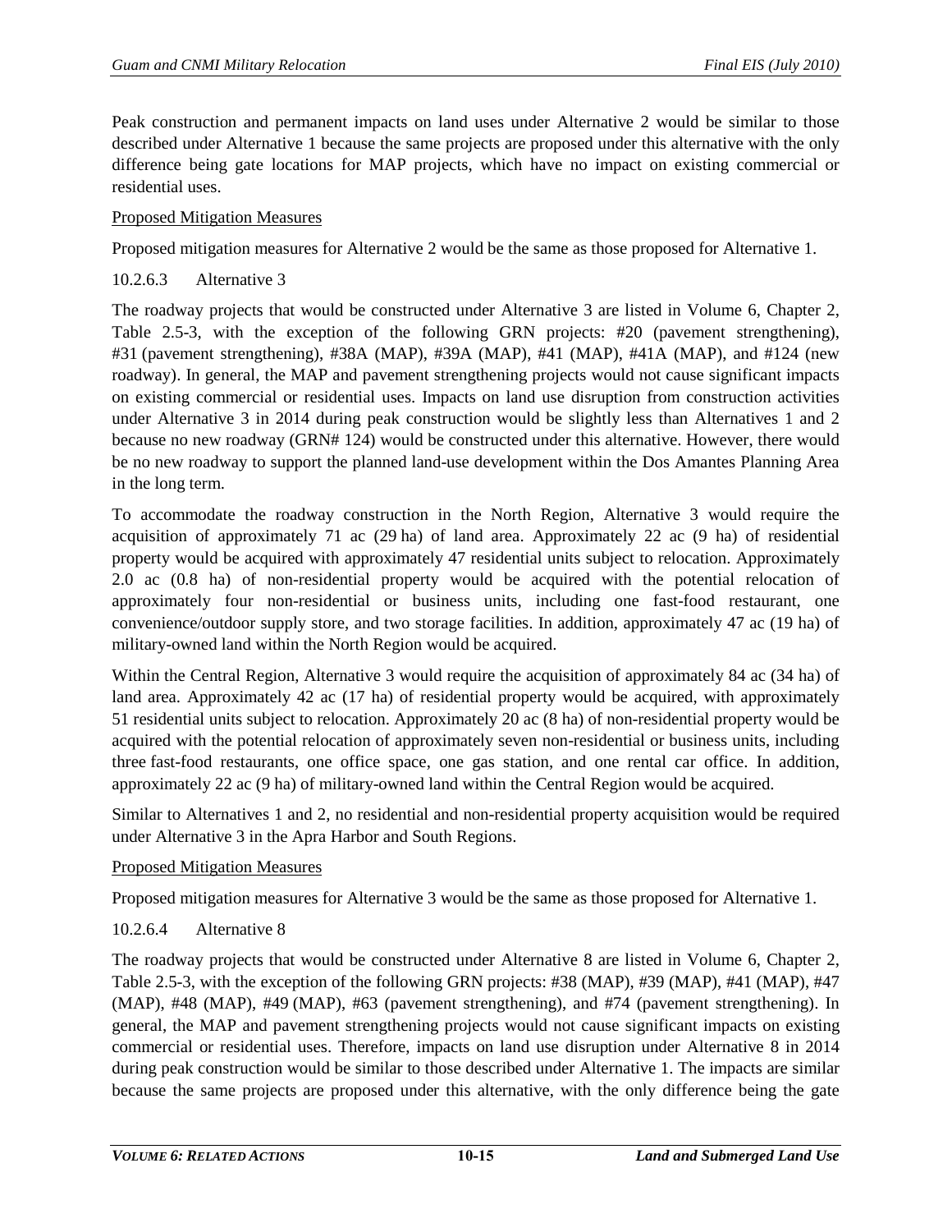Peak construction and permanent impacts on land uses under Alternative 2 would be similar to those described under Alternative 1 because the same projects are proposed under this alternative with the only difference being gate locations for MAP projects, which have no impact on existing commercial or residential uses.

Proposed Mitigation Measures

Proposed mitigation measures for Alternative 2 would be the same as those proposed for Alternative 1.

#### 10.2.6.3 Alternative 3

The roadway projects that would be constructed under Alternative 3 are listed in Volume 6, Chapter 2, Table 2.5-3, with the exception of the following GRN projects: #20 (pavement strengthening), #31 (pavement strengthening), #38A (MAP), #39A (MAP), #41 (MAP), #41A (MAP), and #124 (new roadway). In general, the MAP and pavement strengthening projects would not cause significant impacts on existing commercial or residential uses. Impacts on land use disruption from construction activities under Alternative 3 in 2014 during peak construction would be slightly less than Alternatives 1 and 2 because no new roadway (GRN# 124) would be constructed under this alternative. However, there would be no new roadway to support the planned land-use development within the Dos Amantes Planning Area in the long term.

To accommodate the roadway construction in the North Region, Alternative 3 would require the acquisition of approximately 71 ac (29 ha) of land area. Approximately 22 ac (9 ha) of residential property would be acquired with approximately 47 residential units subject to relocation. Approximately 2.0 ac (0.8 ha) of non-residential property would be acquired with the potential relocation of approximately four non-residential or business units, including one fast-food restaurant, one convenience/outdoor supply store, and two storage facilities. In addition, approximately 47 ac (19 ha) of military-owned land within the North Region would be acquired.

Within the Central Region, Alternative 3 would require the acquisition of approximately 84 ac (34 ha) of land area. Approximately 42 ac (17 ha) of residential property would be acquired, with approximately 51 residential units subject to relocation. Approximately 20 ac (8 ha) of non-residential property would be acquired with the potential relocation of approximately seven non-residential or business units, including three fast-food restaurants, one office space, one gas station, and one rental car office. In addition, approximately 22 ac (9 ha) of military-owned land within the Central Region would be acquired.

Similar to Alternatives 1 and 2, no residential and non-residential property acquisition would be required under Alternative 3 in the Apra Harbor and South Regions.

Proposed Mitigation Measures

Proposed mitigation measures for Alternative 3 would be the same as those proposed for Alternative 1.

#### 10.2.6.4 Alternative 8

The roadway projects that would be constructed under Alternative 8 are listed in Volume 6, Chapter 2, Table 2.5-3, with the exception of the following GRN projects: #38 (MAP), #39 (MAP), #41 (MAP), #47 (MAP), #48 (MAP), #49 (MAP), #63 (pavement strengthening), and #74 (pavement strengthening). In general, the MAP and pavement strengthening projects would not cause significant impacts on existing commercial or residential uses. Therefore, impacts on land use disruption under Alternative 8 in 2014 during peak construction would be similar to those described under Alternative 1. The impacts are similar because the same projects are proposed under this alternative, with the only difference being the gate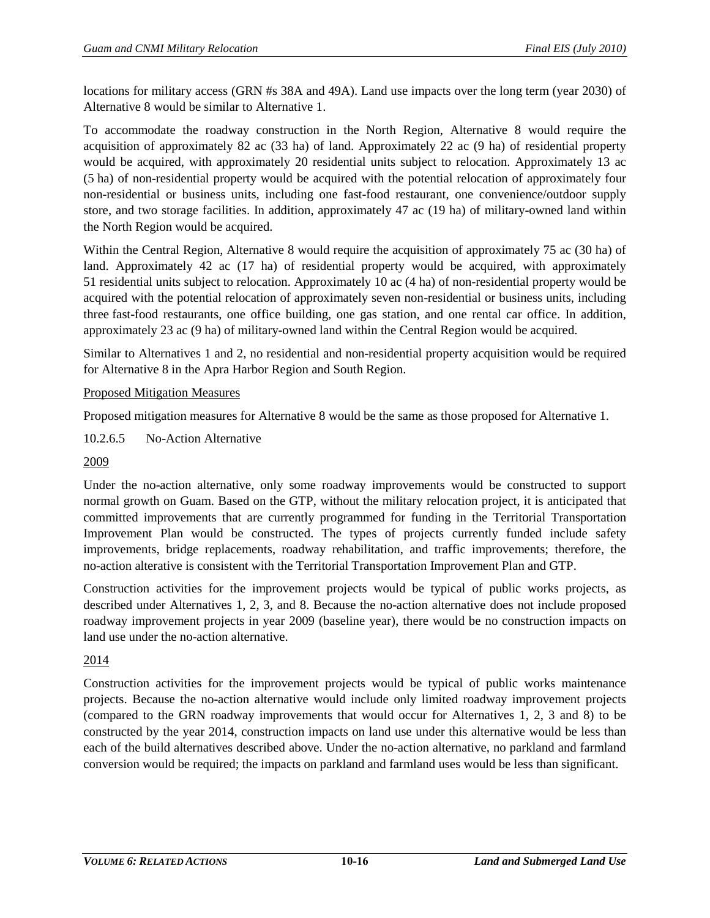locations for military access (GRN #s 38A and 49A). Land use impacts over the long term (year 2030) of Alternative 8 would be similar to Alternative 1.

To accommodate the roadway construction in the North Region, Alternative 8 would require the acquisition of approximately 82 ac (33 ha) of land. Approximately 22 ac (9 ha) of residential property would be acquired, with approximately 20 residential units subject to relocation. Approximately 13 ac (5 ha) of non-residential property would be acquired with the potential relocation of approximately four non-residential or business units, including one fast-food restaurant, one convenience/outdoor supply store, and two storage facilities. In addition, approximately 47 ac (19 ha) of military-owned land within the North Region would be acquired.

Within the Central Region, Alternative 8 would require the acquisition of approximately 75 ac (30 ha) of land. Approximately 42 ac (17 ha) of residential property would be acquired, with approximately 51 residential units subject to relocation. Approximately 10 ac (4 ha) of non-residential property would be acquired with the potential relocation of approximately seven non-residential or business units, including three fast-food restaurants, one office building, one gas station, and one rental car office. In addition, approximately 23 ac (9 ha) of military-owned land within the Central Region would be acquired.

Similar to Alternatives 1 and 2, no residential and non-residential property acquisition would be required for Alternative 8 in the Apra Harbor Region and South Region.

Proposed Mitigation Measures

Proposed mitigation measures for Alternative 8 would be the same as those proposed for Alternative 1.

#### 10.2.6.5 No-Action Alternative

2009

Under the no-action alternative, only some roadway improvements would be constructed to support normal growth on Guam. Based on the GTP, without the military relocation project, it is anticipated that committed improvements that are currently programmed for funding in the Territorial Transportation Improvement Plan would be constructed. The types of projects currently funded include safety improvements, bridge replacements, roadway rehabilitation, and traffic improvements; therefore, the no-action alterative is consistent with the Territorial Transportation Improvement Plan and GTP.

Construction activities for the improvement projects would be typical of public works projects, as described under Alternatives 1, 2, 3, and 8. Because the no-action alternative does not include proposed roadway improvement projects in year 2009 (baseline year), there would be no construction impacts on land use under the no-action alternative.

2014

Construction activities for the improvement projects would be typical of public works maintenance projects. Because the no-action alternative would include only limited roadway improvement projects (compared to the GRN roadway improvements that would occur for Alternatives 1, 2, 3 and 8) to be constructed by the year 2014, construction impacts on land use under this alternative would be less than each of the build alternatives described above. Under the no-action alternative, no parkland and farmland conversion would be required; the impacts on parkland and farmland uses would be less than significant.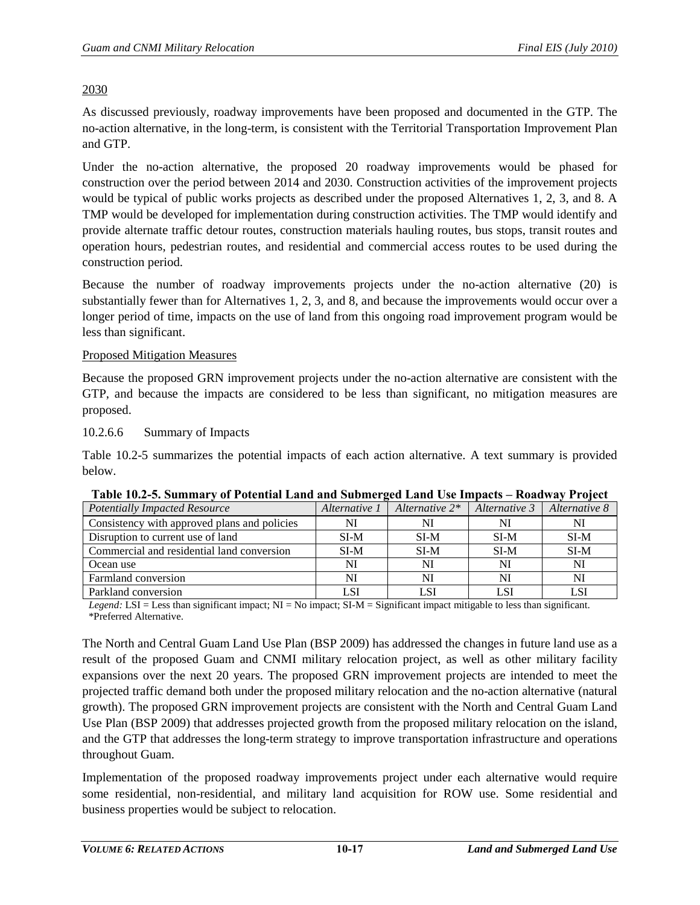2030

As discussed previously, roadway improvements have been proposed and documented in the GTP. The no-action alternative, in the long-term, is consistent with the Territorial Transportation Improvement Plan and GTP.

Under the no-action alternative, the proposed 20 roadway improvements would be phased for construction over the period between 2014 and 2030. Construction activities of the improvement projects would be typical of public works projects as described under the proposed Alternatives 1, 2, 3, and 8. A TMP would be developed for implementation during construction activities. The TMP would identify and provide alternate traffic detour routes, construction materials hauling routes, bus stops, transit routes and operation hours, pedestrian routes, and residential and commercial access routes to be used during the construction period.

Because the number of roadway improvements projects under the no-action alternative (20) is substantially fewer than for Alternatives 1, 2, 3, and 8, and because the improvements would occur over a longer period of time, impacts on the use of land from this ongoing road improvement program would be less than significant.

Proposed Mitigation Measures

Because the proposed GRN improvement projects under the no-action alternative are consistent with the GTP, and because the impacts are considered to be less than significant, no mitigation measures are proposed.

### 10.2.6.6 Summary of Impacts

Table 10.2-5 summarizes the potential impacts of each action alternative. A text summary is provided below.

**Table 10.2-5. Summary of Potential Land and Submerged Land Use Impacts – Roadway Project**

| *Potentially Impacted Resource* | *Alternative 1* | *Alternative 2\** | *Alternative 3* | *Alternative 8* |
|---|---|---|---|---|
| Consistency with approved plans and policies | NI | NI | NI | NI |
| Disruption to current use of land | SI-M | SI-M | SI-M | SI-M |
| Commercial and residential land conversion | SI-M | SI-M | SI-M | SI-M |
| Ocean use | NI | NI | NI | NI |
| Farmland conversion | NI | NI | NI | NI |
| Parkland conversion | LSI | LSI | LSI | LSI |

*Legend:* LSI = Less than significant impact; NI = No impact; SI-M = Significant impact mitigable to less than significant.
*Preferred Alternative.

The North and Central Guam Land Use Plan (BSP 2009) has addressed the changes in future land use as a result of the proposed Guam and CNMI military relocation project, as well as other military facility expansions over the next 20 years. The proposed GRN improvement projects are intended to meet the projected traffic demand both under the proposed military relocation and the no-action alternative (natural growth). The proposed GRN improvement projects are consistent with the North and Central Guam Land Use Plan (BSP 2009) that addresses projected growth from the proposed military relocation on the island, and the GTP that addresses the long-term strategy to improve transportation infrastructure and operations throughout Guam.

Implementation of the proposed roadway improvements project under each alternative would require some residential, non-residential, and military land acquisition for ROW use. Some residential and business properties would be subject to relocation.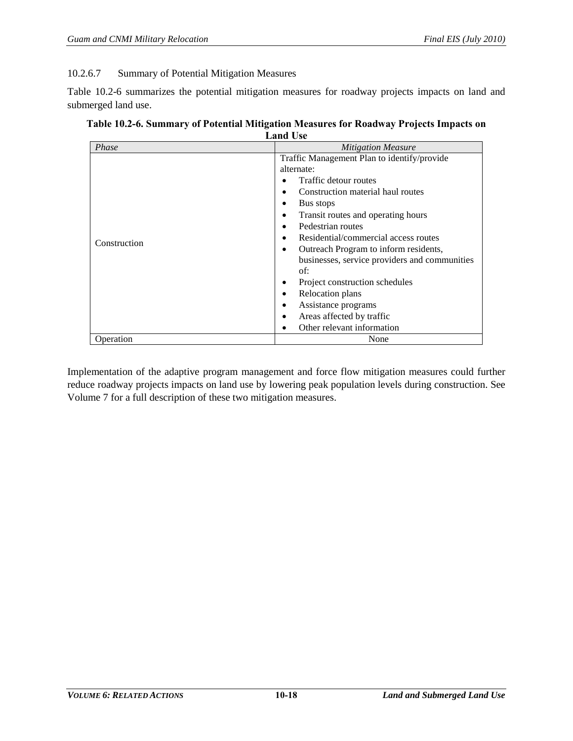#### 10.2.6.7 Summary of Potential Mitigation Measures

Table 10.2-6 summarizes the potential mitigation measures for roadway projects impacts on land and submerged land use.

**Table 10.2-6. Summary of Potential Mitigation Measures for Roadway Projects Impacts on Land Use**

| *Phase* | *Mitigation Measure* |
|---|---|
| Construction | Traffic Management Plan to identify/provide alternate:<br>• Traffic detour routes<br>• Construction material haul routes<br>• Bus stops<br>• Transit routes and operating hours<br>• Pedestrian routes<br>• Residential/commercial access routes<br>• Outreach Program to inform residents, businesses, service providers and communities of:<br>• Project construction schedules<br>• Relocation plans<br>• Assistance programs<br>• Areas affected by traffic<br>• Other relevant information |
| Operation | None |

Implementation of the adaptive program management and force flow mitigation measures could further reduce roadway projects impacts on land use by lowering peak population levels during construction. See Volume 7 for a full description of these two mitigation measures.